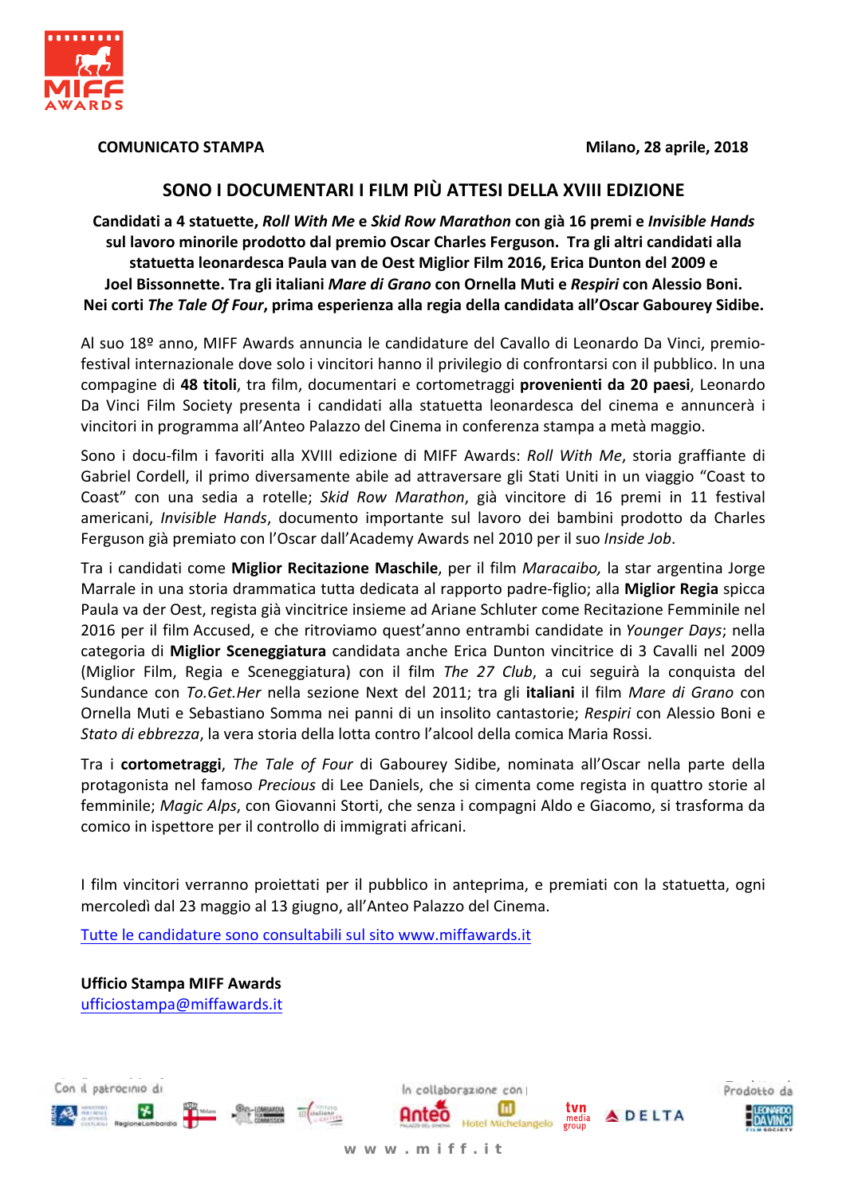**COMUNICATO STAMPA** **Milano, 28 aprile, 2018**

# SONO I DOCUMENTARI I FILM PIÙ ATTESI DELLA XVIII EDIZIONE

**Candidati a 4 statuette, *Roll With Me* e *Skid Row Marathon* con già 16 premi e *Invisible Hands* sul lavoro minorile prodotto dal premio Oscar Charles Ferguson. Tra gli altri candidati alla statuetta leonardesca Paula van de Oest Miglior Film 2016, Erica Dunton del 2009 e Joel Bissonnette. Tra gli italiani *Mare di Grano* con Ornella Muti e *Respiri* con Alessio Boni. Nei corti *The Tale Of Four*, prima esperienza alla regia della candidata all'Oscar Gabourey Sidibe.**

Al suo 18º anno, MIFF Awards annuncia le candidature del Cavallo di Leonardo Da Vinci, premio-festival internazionale dove solo i vincitori hanno il privilegio di confrontarsi con il pubblico. In una compagine di **48 titoli**, tra film, documentari e cortometraggi **provenienti da 20 paesi**, Leonardo Da Vinci Film Society presenta i candidati alla statuetta leonardesca del cinema e annuncerà i vincitori in programma all'Anteo Palazzo del Cinema in conferenza stampa a metà maggio.

Sono i docu-film i favoriti alla XVIII edizione di MIFF Awards: *Roll With Me*, storia graffiante di Gabriel Cordell, il primo diversamente abile ad attraversare gli Stati Uniti in un viaggio "Coast to Coast" con una sedia a rotelle; *Skid Row Marathon*, già vincitore di 16 premi in 11 festival americani, *Invisible Hands*, documento importante sul lavoro dei bambini prodotto da Charles Ferguson già premiato con l'Oscar dall'Academy Awards nel 2010 per il suo *Inside Job*.

Tra i candidati come **Miglior Recitazione Maschile**, per il film *Maracaibo,* la star argentina Jorge Marrale in una storia drammatica tutta dedicata al rapporto padre-figlio; alla **Miglior Regia** spicca Paula va der Oest, regista già vincitrice insieme ad Ariane Schluter come Recitazione Femminile nel 2016 per il film Accused, e che ritroviamo quest'anno entrambi candidate in *Younger Days*; nella categoria di **Miglior Sceneggiatura** candidata anche Erica Dunton vincitrice di 3 Cavalli nel 2009 (Miglior Film, Regia e Sceneggiatura) con il film *The 27 Club*, a cui seguirà la conquista del Sundance con *To.Get.Her* nella sezione Next del 2011; tra gli **italiani** il film *Mare di Grano* con Ornella Muti e Sebastiano Somma nei panni di un insolito cantastorie; *Respiri* con Alessio Boni e *Stato di ebbrezza*, la vera storia della lotta contro l'alcool della comica Maria Rossi.

Tra i **cortometraggi**, *The Tale of Four* di Gabourey Sidibe, nominata all'Oscar nella parte della protagonista nel famoso *Precious* di Lee Daniels, che si cimenta come regista in quattro storie al femminile; *Magic Alps*, con Giovanni Storti, che senza i compagni Aldo e Giacomo, si trasforma da comico in ispettore per il controllo di immigrati africani.

I film vincitori verranno proiettati per il pubblico in anteprima, e premiati con la statuetta, ogni mercoledì dal 23 maggio al 13 giugno, all'Anteo Palazzo del Cinema.

Tutte le candidature sono consultabili sul sito www.miffawards.it

**Ufficio Stampa MIFF Awards**
ufficiostampa@miffawards.it

Con il patrocinio di — In collaborazione con — Prodotto da

www.miff.it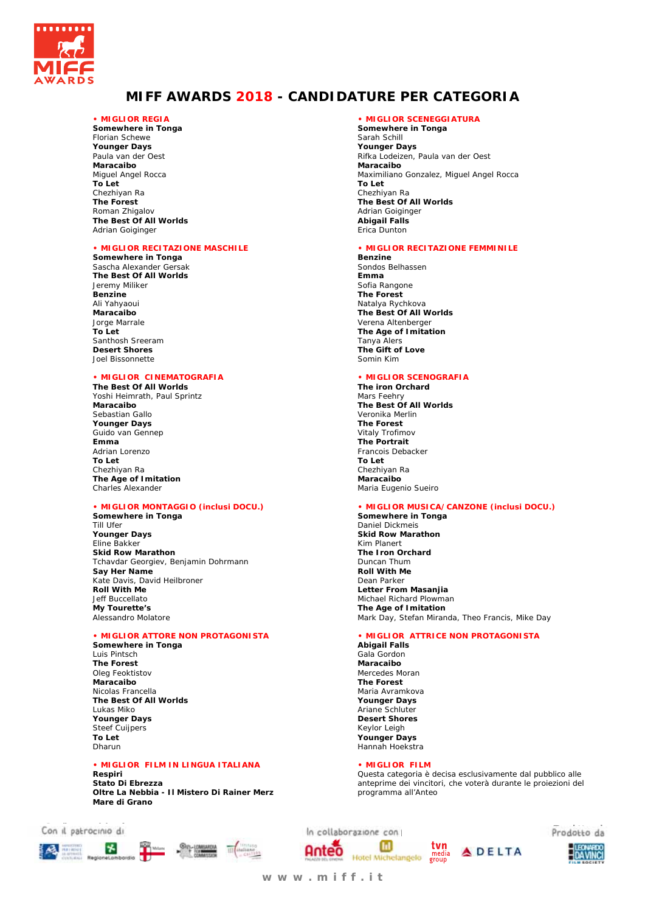# MIFF AWARDS 2018 - CANDIDATURE PER CATEGORIA

### • MIGLIOR REGIA

**Somewhere in Tonga**
Florian Schewe
**Younger Days**
Paula van der Oest
**Maracaibo**
Miguel Angel Rocca
**To Let**
Chezhiyan Ra
**The Forest**
Roman Zhigalov
**The Best Of All Worlds**
Adrian Goiginger

### • MIGLIOR SCENEGGIATURA

**Somewhere in Tonga**
Sarah Schill
**Younger Days**
Rifka Lodeizen, Paula van der Oest
**Maracaibo**
Maximiliano Gonzalez, Miguel Angel Rocca
**To Let**
Chezhiyan Ra
**The Best Of All Worlds**
Adrian Goiginger
**Abigail Falls**
Erica Dunton

### • MIGLIOR RECITAZIONE MASCHILE

**Somewhere in Tonga**
Sascha Alexander Gersak
**The Best Of All Worlds**
Jeremy Miliker
**Benzine**
Ali Yahyaoui
**Maracaibo**
Jorge Marrale
**To Let**
Santhosh Sreeram
**Desert Shores**
Joel Bissonnette

### • MIGLIOR RECITAZIONE FEMMINILE

**Benzine**
Sondos Belhassen
**Emma**
Sofia Rangone
**The Forest**
Natalya Rychkova
**The Best Of All Worlds**
Verena Altenberger
**The Age of Imitation**
Tanya Alers
**The Gift of Love**
Somin Kim

### • MIGLIOR CINEMATOGRAFIA

**The Best Of All Worlds**
Yoshi Heimrath, Paul Sprintz
**Maracaibo**
Sebastian Gallo
**Younger Days**
Guido van Gennep
**Emma**
Adrian Lorenzo
**To Let**
Chezhiyan Ra
**The Age of Imitation**
Charles Alexander

### • MIGLIOR SCENOGRAFIA

**The iron Orchard**
Mars Feehry
**The Best Of All Worlds**
Veronika Merlin
**The Forest**
Vitaly Trofimov
**The Portrait**
Francois Debacker
**To Let**
Chezhiyan Ra
**Maracaibo**
Maria Eugenio Sueiro

### • MIGLIOR MONTAGGIO (inclusi DOCU.)

**Somewhere in Tonga**
Till Ufer
**Younger Days**
Eline Bakker
**Skid Row Marathon**
Tchavdar Georgiev, Benjamin Dohrmann
**Say Her Name**
Kate Davis, David Heilbroner
**Roll With Me**
Jeff Buccellato
**My Tourette's**
Alessandro Molatore

### • MIGLIOR MUSICA/CANZONE (inclusi DOCU.)

**Somewhere in Tonga**
Daniel Dickmeis
**Skid Row Marathon**
Kim Planert
**The Iron Orchard**
Duncan Thum
**Roll With Me**
Dean Parker
**Letter From Masanjia**
Michael Richard Plowman
**The Age of Imitation**
Mark Day, Stefan Miranda, Theo Francis, Mike Day

### • MIGLIOR ATTORE NON PROTAGONISTA

**Somewhere in Tonga**
Luis Pintsch
**The Forest**
Oleg Feoktistov
**Maracaibo**
Nicolas Francella
**The Best Of All Worlds**
Lukas Miko
**Younger Days**
Steef Cuijpers
**To Let**
Dharun

### • MIGLIOR ATTRICE NON PROTAGONISTA

**Abigail Falls**
Gala Gordon
**Maracaibo**
Mercedes Moran
**The Forest**
Maria Avramkova
**Younger Days**
Ariane Schluter
**Desert Shores**
Keylor Leigh
**Younger Days**
Hannah Hoekstra

### • MIGLIOR FILM IN LINGUA ITALIANA

**Respiri**
**Stato Di Ebrezza**
**Oltre La Nebbia - Il Mistero Di Rainer Merz**
**Mare di Grano**

### • MIGLIOR FILM

Questa categoria è decisa esclusivamente dal pubblico alle anteprime dei vincitori, che voterà durante le proiezioni del programma all'Anteo

Con il patrocinio di

In collaborazione con

Prodotto da

www.miff.it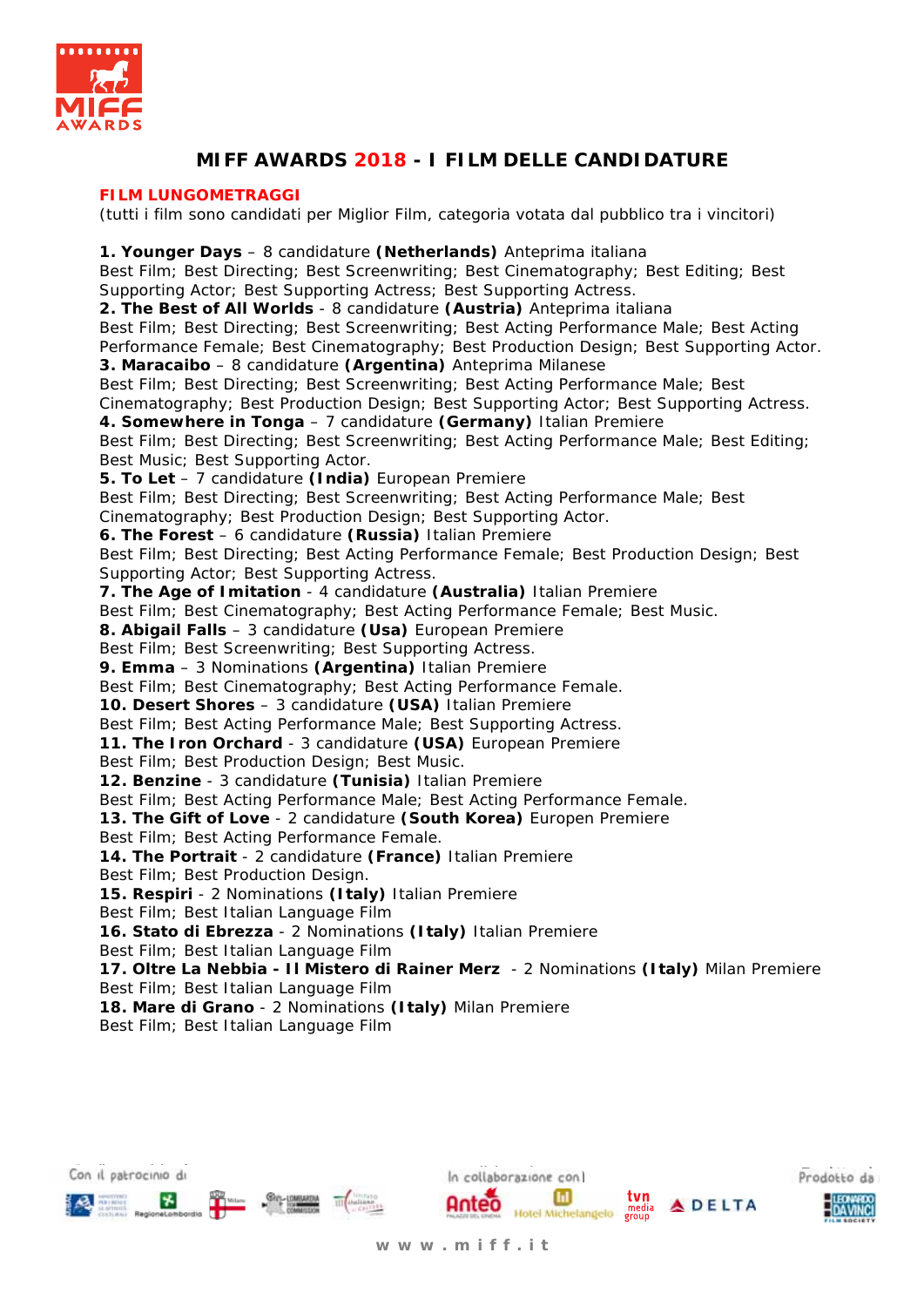# MIFF AWARDS 2018 - I FILM DELLE CANDIDATURE

**FILM LUNGOMETRAGGI**

(tutti i film sono candidati per Miglior Film, categoria votata dal pubblico tra i vincitori)

**1. Younger Days** – 8 candidature **(Netherlands)** Anteprima italiana
Best Film; Best Directing; Best Screenwriting; Best Cinematography; Best Editing; Best Supporting Actor; Best Supporting Actress; Best Supporting Actress.

**2. The Best of All Worlds** - 8 candidature **(Austria)** Anteprima italiana
Best Film; Best Directing; Best Screenwriting; Best Acting Performance Male; Best Acting Performance Female; Best Cinematography; Best Production Design; Best Supporting Actor.

**3. Maracaibo** – 8 candidature **(Argentina)** Anteprima Milanese
Best Film; Best Directing; Best Screenwriting; Best Acting Performance Male; Best Cinematography; Best Production Design; Best Supporting Actor; Best Supporting Actress.

**4. Somewhere in Tonga** – 7 candidature **(Germany)** Italian Premiere
Best Film; Best Directing; Best Screenwriting; Best Acting Performance Male; Best Editing; Best Music; Best Supporting Actor.

**5. To Let** – 7 candidature **(India)** European Premiere
Best Film; Best Directing; Best Screenwriting; Best Acting Performance Male; Best Cinematography; Best Production Design; Best Supporting Actor.

**6. The Forest** – 6 candidature **(Russia)** Italian Premiere
Best Film; Best Directing; Best Acting Performance Female; Best Production Design; Best Supporting Actor; Best Supporting Actress.

**7. The Age of Imitation** - 4 candidature **(Australia)** Italian Premiere
Best Film; Best Cinematography; Best Acting Performance Female; Best Music.

**8. Abigail Falls** – 3 candidature **(Usa)** European Premiere
Best Film; Best Screenwriting; Best Supporting Actress.

**9. Emma** – 3 Nominations **(Argentina)** Italian Premiere
Best Film; Best Cinematography; Best Acting Performance Female.

**10. Desert Shores** – 3 candidature **(USA)** Italian Premiere
Best Film; Best Acting Performance Male; Best Supporting Actress.

**11. The Iron Orchard** - 3 candidature **(USA)** European Premiere
Best Film; Best Production Design; Best Music.

**12. Benzine** - 3 candidature **(Tunisia)** Italian Premiere
Best Film; Best Acting Performance Male; Best Acting Performance Female.

**13. The Gift of Love** - 2 candidature **(South Korea)** Europen Premiere
Best Film; Best Acting Performance Female.

**14. The Portrait** - 2 candidature **(France)** Italian Premiere
Best Film; Best Production Design.

**15. Respiri** - 2 Nominations **(Italy)** Italian Premiere
Best Film; Best Italian Language Film

**16. Stato di Ebrezza** - 2 Nominations **(Italy)** Italian Premiere
Best Film; Best Italian Language Film

**17. Oltre La Nebbia - Il Mistero di Rainer Merz** - 2 Nominations **(Italy)** Milan Premiere
Best Film; Best Italian Language Film

**18. Mare di Grano** - 2 Nominations **(Italy)** Milan Premiere
Best Film; Best Italian Language Film

Con il patrocinio di

In collaborazione con

Prodotto da

www.miff.it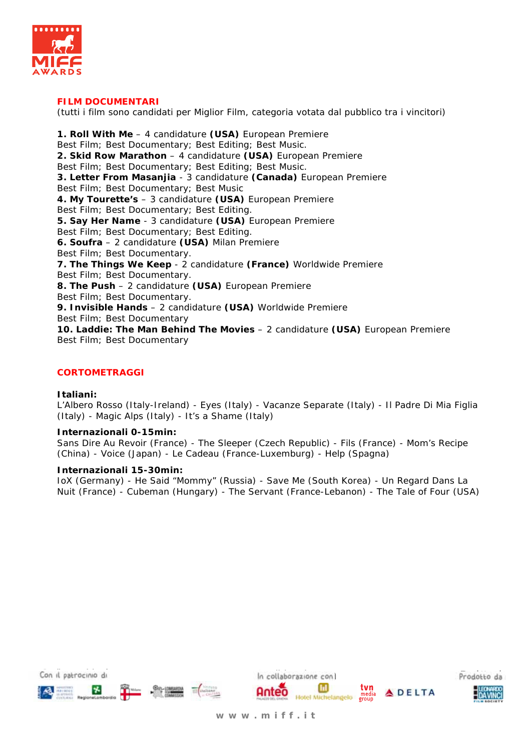## FILM DOCUMENTARI

(tutti i film sono candidati per Miglior Film, categoria votata dal pubblico tra i vincitori)

**1. Roll With Me** – 4 candidature **(USA)** European Premiere
Best Film; Best Documentary; Best Editing; Best Music.
**2. Skid Row Marathon** – 4 candidature **(USA)** European Premiere
Best Film; Best Documentary; Best Editing; Best Music.
**3. Letter From Masanjia** - 3 candidature **(Canada)** European Premiere
Best Film; Best Documentary; Best Music
**4. My Tourette's** – 3 candidature **(USA)** European Premiere
Best Film; Best Documentary; Best Editing.
**5. Say Her Name** - 3 candidature **(USA)** European Premiere
Best Film; Best Documentary; Best Editing.
**6. Soufra** – 2 candidature **(USA)** Milan Premiere
Best Film; Best Documentary.
**7. The Things We Keep** - 2 candidature **(France)** Worldwide Premiere
Best Film; Best Documentary.
**8. The Push** – 2 candidature **(USA)** European Premiere
Best Film; Best Documentary.
**9. Invisible Hands** – 2 candidature **(USA)** Worldwide Premiere
Best Film; Best Documentary
**10. Laddie: The Man Behind The Movies** – 2 candidature **(USA)** European Premiere
Best Film; Best Documentary

## CORTOMETRAGGI

**Italiani:**
L'Albero Rosso (Italy-Ireland) - Eyes (Italy) - Vacanze Separate (Italy) - Il Padre Di Mia Figlia (Italy) - Magic Alps (Italy) - It's a Shame (Italy)

**Internazionali 0-15min:**
Sans Dire Au Revoir (France) - The Sleeper (Czech Republic) - Fils (France) - Mom's Recipe (China) - Voice (Japan) - Le Cadeau (France-Luxemburg) - Help (Spagna)

**Internazionali 15-30min:**
IoX (Germany) - He Said "Mommy" (Russia) - Save Me (South Korea) - Un Regard Dans La Nuit (France) - Cubeman (Hungary) - The Servant (France-Lebanon) - The Tale of Four (USA)